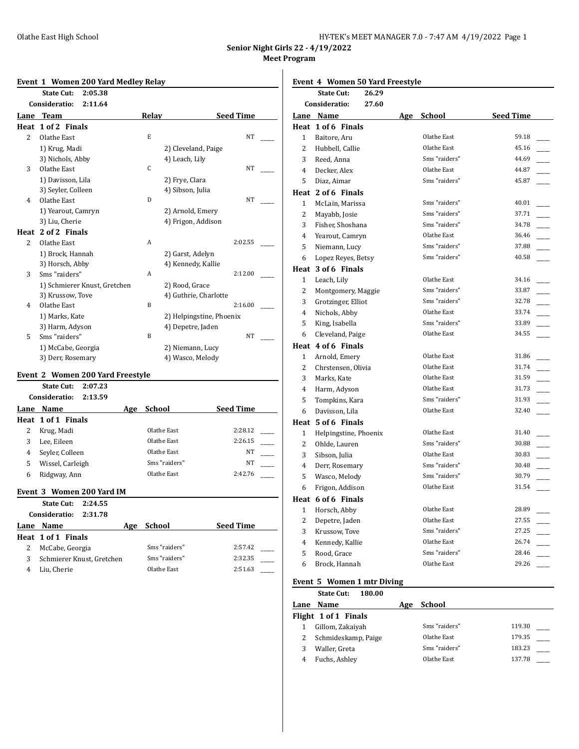**Senior Night Girls 22 - 4/19/2022**

**Meet Program**

### Event 1 Women 200 Yard Medley Relay

**State Cut:** 2:05.38
**Consideratio:** 2:11.64

| Lane | Team | Relay | Seed Time |
|---|---|---|---|
| **Heat 1 of 2 Finals** | | | |
| 2 | Olathe East | E | NT |
| | 1) Krug, Madi; 2) Cleveland, Paige; 3) Nichols, Abby; 4) Leach, Lily | | |
| 3 | Olathe East | C | NT |
| | 1) Davisson, Lila; 2) Frye, Clara; 3) Seyler, Colleen; 4) Sibson, Julia | | |
| 4 | Olathe East | D | NT |
| | 1) Yearout, Camryn; 2) Arnold, Emery; 3) Liu, Cherie; 4) Frigon, Addison | | |
| **Heat 2 of 2 Finals** | | | |
| 2 | Olathe East | A | 2:02.55 |
| | 1) Brock, Hannah; 2) Garst, Adelyn; 3) Horsch, Abby; 4) Kennedy, Kallie | | |
| 3 | Sms "raiders" | A | 2:12.00 |
| | 1) Schmierer Knust, Gretchen; 2) Rood, Grace; 3) Krussow, Tove; 4) Guthrie, Charlotte | | |
| 4 | Olathe East | B | 2:16.00 |
| | 1) Marks, Kate; 2) Helpingstine, Phoenix; 3) Harm, Adyson; 4) Depetre, Jaden | | |
| 5 | Sms "raiders" | B | NT |
| | 1) McCabe, Georgia; 2) Niemann, Lucy; 3) Derr, Rosemary; 4) Wasco, Melody | | |

### Event 2 Women 200 Yard Freestyle

**State Cut:** 2:07.23
**Consideratio:** 2:13.59

| Lane | Name | Age | School | Seed Time |
|---|---|---|---|---|
| **Heat 1 of 1 Finals** | | | | |
| 2 | Krug, Madi | | Olathe East | 2:28.12 |
| 3 | Lee, Eileen | | Olathe East | 2:26.15 |
| 4 | Seyler, Colleen | | Olathe East | NT |
| 5 | Wissel, Carleigh | | Sms "raiders" | NT |
| 6 | Ridgway, Ann | | Olathe East | 2:42.76 |

### Event 3 Women 200 Yard IM

**State Cut:** 2:24.55
**Consideratio:** 2:31.78

| Lane | Name | Age | School | Seed Time |
|---|---|---|---|---|
| **Heat 1 of 1 Finals** | | | | |
| 2 | McCabe, Georgia | | Sms "raiders" | 2:57.42 |
| 3 | Schmierer Knust, Gretchen | | Sms "raiders" | 2:32.35 |
| 4 | Liu, Cherie | | Olathe East | 2:51.63 |

### Event 4 Women 50 Yard Freestyle

**State Cut:** 26.29
**Consideratio:** 27.60

| Lane | Name | Age | School | Seed Time |
|---|---|---|---|---|
| **Heat 1 of 6 Finals** | | | | |
| 1 | Baitore, Aru | | Olathe East | 59.18 |
| 2 | Hubbell, Callie | | Olathe East | 45.16 |
| 3 | Reed, Anna | | Sms "raiders" | 44.69 |
| 4 | Decker, Alex | | Olathe East | 44.87 |
| 5 | Diaz, Aimar | | Sms "raiders" | 45.87 |
| **Heat 2 of 6 Finals** | | | | |
| 1 | McLain, Marissa | | Sms "raiders" | 40.01 |
| 2 | Mayabb, Josie | | Sms "raiders" | 37.71 |
| 3 | Fisher, Shoshana | | Sms "raiders" | 34.78 |
| 4 | Yearout, Camryn | | Olathe East | 36.46 |
| 5 | Niemann, Lucy | | Sms "raiders" | 37.88 |
| 6 | Lopez Reyes, Betsy | | Sms "raiders" | 40.58 |
| **Heat 3 of 6 Finals** | | | | |
| 1 | Leach, Lily | | Olathe East | 34.16 |
| 2 | Montgomery, Maggie | | Sms "raiders" | 33.87 |
| 3 | Grotzinger, Elliot | | Sms "raiders" | 32.78 |
| 4 | Nichols, Abby | | Olathe East | 33.74 |
| 5 | King, Isabella | | Sms "raiders" | 33.89 |
| 6 | Cleveland, Paige | | Olathe East | 34.55 |
| **Heat 4 of 6 Finals** | | | | |
| 1 | Arnold, Emery | | Olathe East | 31.86 |
| 2 | Chrstensen, Olivia | | Olathe East | 31.74 |
| 3 | Marks, Kate | | Olathe East | 31.59 |
| 4 | Harm, Adyson | | Olathe East | 31.73 |
| 5 | Tompkins, Kara | | Sms "raiders" | 31.93 |
| 6 | Davisson, Lila | | Olathe East | 32.40 |
| **Heat 5 of 6 Finals** | | | | |
| 1 | Helpingstine, Phoenix | | Olathe East | 31.40 |
| 2 | Ohlde, Lauren | | Sms "raiders" | 30.88 |
| 3 | Sibson, Julia | | Olathe East | 30.83 |
| 4 | Derr, Rosemary | | Sms "raiders" | 30.48 |
| 5 | Wasco, Melody | | Sms "raiders" | 30.79 |
| 6 | Frigon, Addison | | Olathe East | 31.54 |
| **Heat 6 of 6 Finals** | | | | |
| 1 | Horsch, Abby | | Olathe East | 28.89 |
| 2 | Depetre, Jaden | | Olathe East | 27.55 |
| 3 | Krussow, Tove | | Sms "raiders" | 27.25 |
| 4 | Kennedy, Kallie | | Olathe East | 26.74 |
| 5 | Rood, Grace | | Sms "raiders" | 28.46 |
| 6 | Brock, Hannah | | Olathe East | 29.26 |

### Event 5 Women 1 mtr Diving

**State Cut:** 180.00

| Lane | Name | Age | School | |
|---|---|---|---|---|
| **Flight 1 of 1 Finals** | | | | |
| 1 | Gillom, Zakaiyah | | Sms "raiders" | 119.30 |
| 2 | Schmideskamp, Paige | | Olathe East | 179.35 |
| 3 | Waller, Greta | | Sms "raiders" | 183.23 |
| 4 | Fuchs, Ashley | | Olathe East | 137.78 |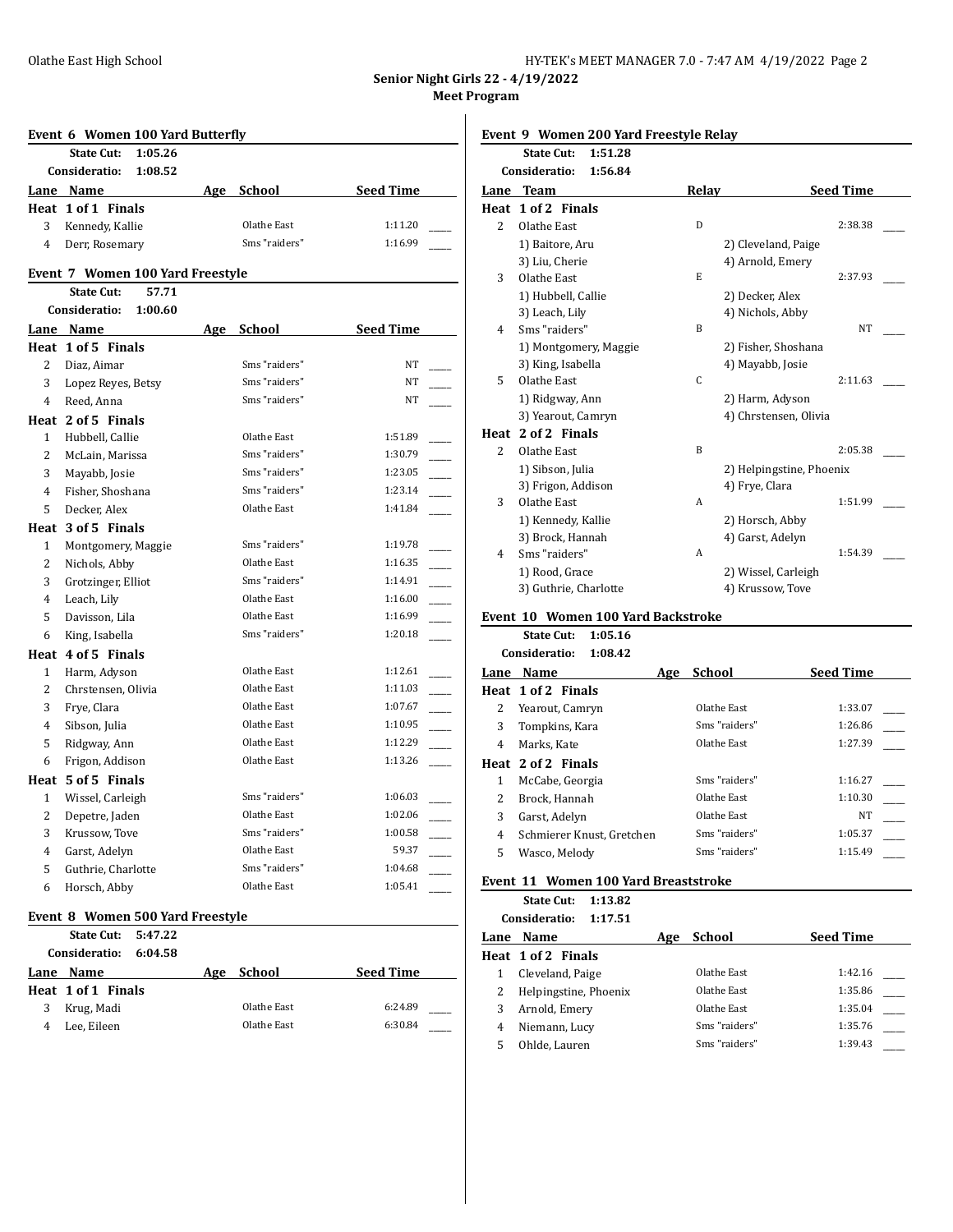**Senior Night Girls 22 - 4/19/2022**

**Meet Program**

### Event 6 Women 100 Yard Butterfly

**State Cut:** 1:05.26
**Consideratio:** 1:08.52

| Lane | Name | Age | School | Seed Time |
|---|---|---|---|---|
| **Heat 1 of 1 Finals** | | | | |
| 3 | Kennedy, Kallie | | Olathe East | 1:11.20 |
| 4 | Derr, Rosemary | | Sms "raiders" | 1:16.99 |

### Event 7 Women 100 Yard Freestyle

**State Cut:** 57.71
**Consideratio:** 1:00.60

| Lane | Name | Age | School | Seed Time |
|---|---|---|---|---|
| **Heat 1 of 5 Finals** | | | | |
| 2 | Diaz, Aimar | | Sms "raiders" | NT |
| 3 | Lopez Reyes, Betsy | | Sms "raiders" | NT |
| 4 | Reed, Anna | | Sms "raiders" | NT |
| **Heat 2 of 5 Finals** | | | | |
| 1 | Hubbell, Callie | | Olathe East | 1:51.89 |
| 2 | McLain, Marissa | | Sms "raiders" | 1:30.79 |
| 3 | Mayabb, Josie | | Sms "raiders" | 1:23.05 |
| 4 | Fisher, Shoshana | | Sms "raiders" | 1:23.14 |
| 5 | Decker, Alex | | Olathe East | 1:41.84 |
| **Heat 3 of 5 Finals** | | | | |
| 1 | Montgomery, Maggie | | Sms "raiders" | 1:19.78 |
| 2 | Nichols, Abby | | Olathe East | 1:16.35 |
| 3 | Grotzinger, Elliot | | Sms "raiders" | 1:14.91 |
| 4 | Leach, Lily | | Olathe East | 1:16.00 |
| 5 | Davisson, Lila | | Olathe East | 1:16.99 |
| 6 | King, Isabella | | Sms "raiders" | 1:20.18 |
| **Heat 4 of 5 Finals** | | | | |
| 1 | Harm, Adyson | | Olathe East | 1:12.61 |
| 2 | Chrstensen, Olivia | | Olathe East | 1:11.03 |
| 3 | Frye, Clara | | Olathe East | 1:07.67 |
| 4 | Sibson, Julia | | Olathe East | 1:10.95 |
| 5 | Ridgway, Ann | | Olathe East | 1:12.29 |
| 6 | Frigon, Addison | | Olathe East | 1:13.26 |
| **Heat 5 of 5 Finals** | | | | |
| 1 | Wissel, Carleigh | | Sms "raiders" | 1:06.03 |
| 2 | Depetre, Jaden | | Olathe East | 1:02.06 |
| 3 | Krussow, Tove | | Sms "raiders" | 1:00.58 |
| 4 | Garst, Adelyn | | Olathe East | 59.37 |
| 5 | Guthrie, Charlotte | | Sms "raiders" | 1:04.68 |
| 6 | Horsch, Abby | | Olathe East | 1:05.41 |

### Event 8 Women 500 Yard Freestyle

**State Cut:** 5:47.22
**Consideratio:** 6:04.58

| Lane | Name | Age | School | Seed Time |
|---|---|---|---|---|
| **Heat 1 of 1 Finals** | | | | |
| 3 | Krug, Madi | | Olathe East | 6:24.89 |
| 4 | Lee, Eileen | | Olathe East | 6:30.84 |

### Event 9 Women 200 Yard Freestyle Relay

**State Cut:** 1:51.28
**Consideratio:** 1:56.84

| Lane | Team | Relay | Seed Time |
|---|---|---|---|
| **Heat 1 of 2 Finals** | | | |
| 2 | Olathe East | D | 2:38.38 |
| | 1) Baitore, Aru; 2) Cleveland, Paige; 3) Liu, Cherie; 4) Arnold, Emery | | |
| 3 | Olathe East | E | 2:37.93 |
| | 1) Hubbell, Callie; 2) Decker, Alex; 3) Leach, Lily; 4) Nichols, Abby | | |
| 4 | Sms "raiders" | B | NT |
| | 1) Montgomery, Maggie; 2) Fisher, Shoshana; 3) King, Isabella; 4) Mayabb, Josie | | |
| 5 | Olathe East | C | 2:11.63 |
| | 1) Ridgway, Ann; 2) Harm, Adyson; 3) Yearout, Camryn; 4) Chrstensen, Olivia | | |
| **Heat 2 of 2 Finals** | | | |
| 2 | Olathe East | B | 2:05.38 |
| | 1) Sibson, Julia; 2) Helpingstine, Phoenix; 3) Frigon, Addison; 4) Frye, Clara | | |
| 3 | Olathe East | A | 1:51.99 |
| | 1) Kennedy, Kallie; 2) Horsch, Abby; 3) Brock, Hannah; 4) Garst, Adelyn | | |
| 4 | Sms "raiders" | A | 1:54.39 |
| | 1) Rood, Grace; 2) Wissel, Carleigh; 3) Guthrie, Charlotte; 4) Krussow, Tove | | |

### Event 10 Women 100 Yard Backstroke

**State Cut:** 1:05.16
**Consideratio:** 1:08.42

| Lane | Name | Age | School | Seed Time |
|---|---|---|---|---|
| **Heat 1 of 2 Finals** | | | | |
| 2 | Yearout, Camryn | | Olathe East | 1:33.07 |
| 3 | Tompkins, Kara | | Sms "raiders" | 1:26.86 |
| 4 | Marks, Kate | | Olathe East | 1:27.39 |
| **Heat 2 of 2 Finals** | | | | |
| 1 | McCabe, Georgia | | Sms "raiders" | 1:16.27 |
| 2 | Brock, Hannah | | Olathe East | 1:10.30 |
| 3 | Garst, Adelyn | | Olathe East | NT |
| 4 | Schmierer Knust, Gretchen | | Sms "raiders" | 1:05.37 |
| 5 | Wasco, Melody | | Sms "raiders" | 1:15.49 |

### Event 11 Women 100 Yard Breaststroke

**State Cut:** 1:13.82
**Consideratio:** 1:17.51

| Lane | Name | Age | School | Seed Time |
|---|---|---|---|---|
| **Heat 1 of 2 Finals** | | | | |
| 1 | Cleveland, Paige | | Olathe East | 1:42.16 |
| 2 | Helpingstine, Phoenix | | Olathe East | 1:35.86 |
| 3 | Arnold, Emery | | Olathe East | 1:35.04 |
| 4 | Niemann, Lucy | | Sms "raiders" | 1:35.76 |
| 5 | Ohlde, Lauren | | Sms "raiders" | 1:39.43 |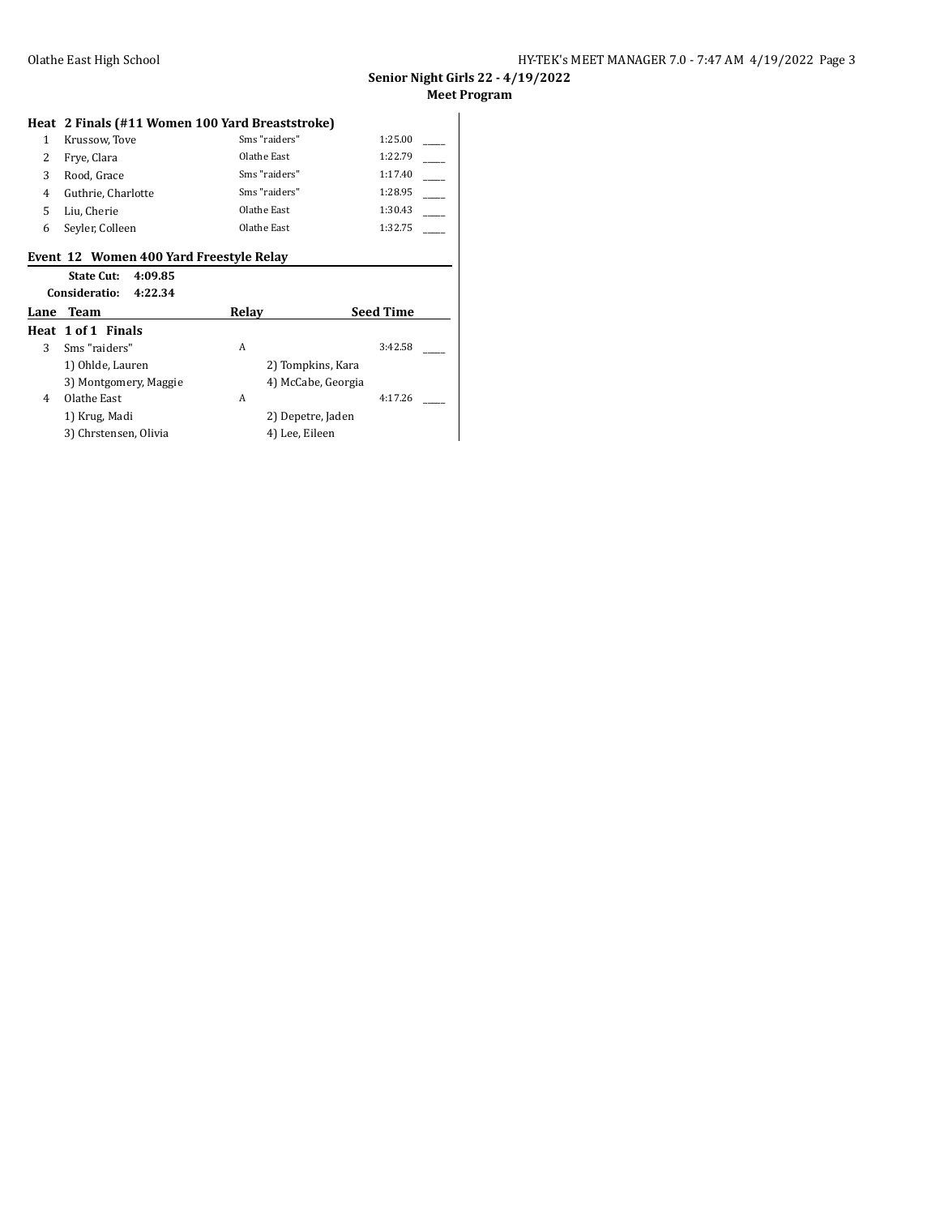**Senior Night Girls 22 - 4/19/2022**

**Meet Program**

### Heat 2 Finals (#11 Women 100 Yard Breaststroke)

| | | | | |
|---|---|---|---|---|
| 1 | Krussow, Tove | Sms "raiders" | 1:25.00 | _____ |
| 2 | Frye, Clara | Olathe East | 1:22.79 | _____ |
| 3 | Rood, Grace | Sms "raiders" | 1:17.40 | _____ |
| 4 | Guthrie, Charlotte | Sms "raiders" | 1:28.95 | _____ |
| 5 | Liu, Cherie | Olathe East | 1:30.43 | _____ |
| 6 | Seyler, Colleen | Olathe East | 1:32.75 | _____ |

### Event 12 Women 400 Yard Freestyle Relay

**State Cut:** **4:09.85**
**Consideratio:** **4:22.34**

| Lane | Team | Relay | | Seed Time | |
|---|---|---|---|---|---|
| **Heat 1 of 1 Finals** | | | | | |
| 3 | Sms "raiders" | A | | 3:42.58 | _____ |
| | 1) Ohlde, Lauren | | 2) Tompkins, Kara | | |
| | 3) Montgomery, Maggie | | 4) McCabe, Georgia | | |
| 4 | Olathe East | A | | 4:17.26 | _____ |
| | 1) Krug, Madi | | 2) Depetre, Jaden | | |
| | 3) Chrstensen, Olivia | | 4) Lee, Eileen | | |